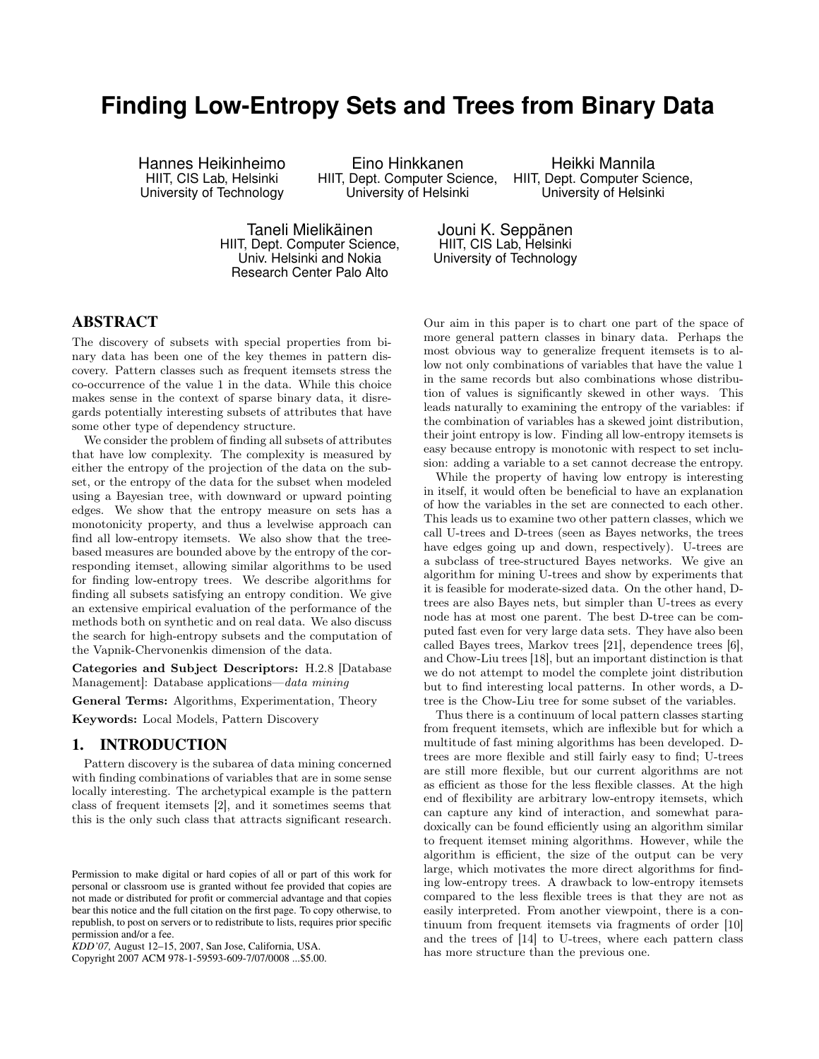# Finding Low-Entropy Sets and Trees from Binary Data

Hannes Heikinheimo
HIIT, CIS Lab, Helsinki
University of Technology

Eino Hinkkanen
HIIT, Dept. Computer Science,
University of Helsinki

Heikki Mannila
HIIT, Dept. Computer Science,
University of Helsinki

Taneli Mielikäinen
HIIT, Dept. Computer Science,
Univ. Helsinki and Nokia
Research Center Palo Alto

Jouni K. Seppänen
HIIT, CIS Lab, Helsinki
University of Technology

## ABSTRACT

The discovery of subsets with special properties from binary data has been one of the key themes in pattern discovery. Pattern classes such as frequent itemsets stress the co-occurrence of the value 1 in the data. While this choice makes sense in the context of sparse binary data, it disregards potentially interesting subsets of attributes that have some other type of dependency structure.

We consider the problem of finding all subsets of attributes that have low complexity. The complexity is measured by either the entropy of the projection of the data on the subset, or the entropy of the data for the subset when modeled using a Bayesian tree, with downward or upward pointing edges. We show that the entropy measure on sets has a monotonicity property, and thus a levelwise approach can find all low-entropy itemsets. We also show that the tree-based measures are bounded above by the entropy of the corresponding itemset, allowing similar algorithms to be used for finding low-entropy trees. We describe algorithms for finding all subsets satisfying an entropy condition. We give an extensive empirical evaluation of the performance of the methods both on synthetic and on real data. We also discuss the search for high-entropy subsets and the computation of the Vapnik-Chervonenkis dimension of the data.

**Categories and Subject Descriptors:** H.2.8 [Database Management]: Database applications—*data mining*

**General Terms:** Algorithms, Experimentation, Theory

**Keywords:** Local Models, Pattern Discovery

## 1. INTRODUCTION

Pattern discovery is the subarea of data mining concerned with finding combinations of variables that are in some sense locally interesting. The archetypical example is the pattern class of frequent itemsets [2], and it sometimes seems that this is the only such class that attracts significant research.

Permission to make digital or hard copies of all or part of this work for personal or classroom use is granted without fee provided that copies are not made or distributed for profit or commercial advantage and that copies bear this notice and the full citation on the first page. To copy otherwise, to republish, to post on servers or to redistribute to lists, requires prior specific permission and/or a fee.
*KDD'07,* August 12–15, 2007, San Jose, California, USA.
Copyright 2007 ACM 978-1-59593-609-7/07/0008 ...$5.00.

Our aim in this paper is to chart one part of the space of more general pattern classes in binary data. Perhaps the most obvious way to generalize frequent itemsets is to allow not only combinations of variables that have the value 1 in the same records but also combinations whose distribution of values is significantly skewed in other ways. This leads naturally to examining the entropy of the variables: if the combination of variables has a skewed joint distribution, their joint entropy is low. Finding all low-entropy itemsets is easy because entropy is monotonic with respect to set inclusion: adding a variable to a set cannot decrease the entropy.

While the property of having low entropy is interesting in itself, it would often be beneficial to have an explanation of how the variables in the set are connected to each other. This leads us to examine two other pattern classes, which we call U-trees and D-trees (seen as Bayes networks, the trees have edges going up and down, respectively). U-trees are a subclass of tree-structured Bayes networks. We give an algorithm for mining U-trees and show by experiments that it is feasible for moderate-sized data. On the other hand, D-trees are also Bayes nets, but simpler than U-trees as every node has at most one parent. The best D-tree can be computed fast even for very large data sets. They have also been called Bayes trees, Markov trees [21], dependence trees [6], and Chow-Liu trees [18], but an important distinction is that we do not attempt to model the complete joint distribution but to find interesting local patterns. In other words, a D-tree is the Chow-Liu tree for some subset of the variables.

Thus there is a continuum of local pattern classes starting from frequent itemsets, which are inflexible but for which a multitude of fast mining algorithms has been developed. D-trees are more flexible and still fairly easy to find; U-trees are still more flexible, but our current algorithms are not as efficient as those for the less flexible classes. At the high end of flexibility are arbitrary low-entropy itemsets, which can capture any kind of interaction, and somewhat paradoxically can be found efficiently using an algorithm similar to frequent itemset mining algorithms. However, while the algorithm is efficient, the size of the output can be very large, which motivates the more direct algorithms for finding low-entropy trees. A drawback to low-entropy itemsets compared to the less flexible trees is that they are not as easily interpreted. From another viewpoint, there is a continuum from frequent itemsets via fragments of order [10] and the trees of [14] to U-trees, where each pattern class has more structure than the previous one.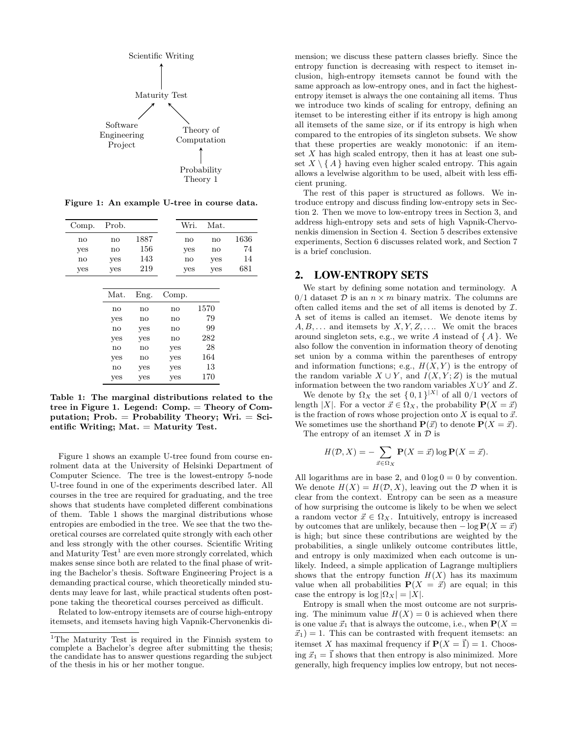Scientific Writing

↑

Maturity Test

↗ ↖

Software Engineering Project — Theory of Computation

↑

Probability Theory 1

**Figure 1: An example U-tree in course data.**

| Comp. | Prob. | |
|---|---|---|
| no | no | 1887 |
| yes | no | 156 |
| no | yes | 143 |
| yes | yes | 219 |

| Wri. | Mat. | |
|---|---|---|
| no | no | 1636 |
| yes | no | 74 |
| no | yes | 14 |
| yes | yes | 681 |

| Mat. | Eng. | Comp. | |
|---|---|---|---|
| no | no | no | 1570 |
| yes | no | no | 79 |
| no | yes | no | 99 |
| yes | yes | no | 282 |
| no | no | yes | 28 |
| yes | no | yes | 164 |
| no | yes | yes | 13 |
| yes | yes | yes | 170 |

**Table 1: The marginal distributions related to the tree in Figure 1. Legend: Comp. = Theory of Computation; Prob. = Probability Theory; Wri. = Scientific Writing; Mat. = Maturity Test.**

Figure 1 shows an example U-tree found from course enrolment data at the University of Helsinki Department of Computer Science. The tree is the lowest-entropy 5-node U-tree found in one of the experiments described later. All courses in the tree are required for graduating, and the tree shows that students have completed different combinations of them. Table 1 shows the marginal distributions whose entropies are embodied in the tree. We see that the two theoretical courses are correlated quite strongly with each other and less strongly with the other courses. Scientific Writing and Maturity Test[1] are even more strongly correlated, which makes sense since both are related to the final phase of writing the Bachelor's thesis. Software Engineering Project is a demanding practical course, which theoretically minded students may leave for last, while practical students often postpone taking the theoretical courses perceived as difficult.

Related to low-entropy itemsets are of course high-entropy itemsets, and itemsets having high Vapnik-Chervonenkis dimension; we discuss these pattern classes briefly. Since the entropy function is decreasing with respect to itemset inclusion, high-entropy itemsets cannot be found with the same approach as low-entropy ones, and in fact the highest-entropy itemset is always the one containing all items. Thus we introduce two kinds of scaling for entropy, defining an itemset to be interesting either if its entropy is high among all itemsets of the same size, or if its entropy is high when compared to the entropies of its singleton subsets. We show that these properties are weakly monotonic: if an itemset $X$ has high scaled entropy, then it has at least one subset $X \setminus \{ A \}$ having even higher scaled entropy. This again allows a levelwise algorithm to be used, albeit with less efficient pruning.

The rest of this paper is structured as follows. We introduce entropy and discuss finding low-entropy sets in Section 2. Then we move to low-entropy trees in Section 3, and address high-entropy sets and sets of high Vapnik-Chervonenkis dimension in Section 4. Section 5 describes extensive experiments, Section 6 discusses related work, and Section 7 is a brief conclusion.

## 2. LOW-ENTROPY SETS

We start by defining some notation and terminology. A 0/1 dataset $\mathcal{D}$ is an $n \times m$ binary matrix. The columns are often called items and the set of all items is denoted by $\mathcal{I}$. A set of items is called an itemset. We denote items by $A, B, \ldots$ and itemsets by $X, Y, Z, \ldots$. We omit the braces around singleton sets, e.g., we write $A$ instead of $\{ A \}$. We also follow the convention in information theory of denoting set union by a comma within the parentheses of entropy and information functions; e.g., $H(X, Y)$ is the entropy of the random variable $X \cup Y$, and $I(X, Y; Z)$ is the mutual information between the two random variables $X \cup Y$ and $Z$.

We denote by $\Omega_X$ the set $\{ 0, 1 \}^{|X|}$ of all 0/1 vectors of length $|X|$. For a vector $\vec{x} \in \Omega_X$, the probability $\mathbf{P}(X = \vec{x})$ is the fraction of rows whose projection onto $X$ is equal to $\vec{x}$. We sometimes use the shorthand $\mathbf{P}(\vec{x})$ to denote $\mathbf{P}(X = \vec{x})$.

The entropy of an itemset $X$ in $\mathcal{D}$ is

$$H(\mathcal{D}, X) = - \sum_{\vec{x} \in \Omega_X} \mathbf{P}(X = \vec{x}) \log \mathbf{P}(X = \vec{x}).$$

All logarithms are in base 2, and $0 \log 0 = 0$ by convention. We denote $H(X) = H(\mathcal{D}, X)$, leaving out the $\mathcal{D}$ when it is clear from the context. Entropy can be seen as a measure of how surprising the outcome is likely to be when we select a random vector $\vec{x} \in \Omega_X$. Intuitively, entropy is increased by outcomes that are unlikely, because then $- \log \mathbf{P}(X = \vec{x})$ is high; but since these contributions are weighted by the probabilities, a single unlikely outcome contributes little, and entropy is only maximized when each outcome is unlikely. Indeed, a simple application of Lagrange multipliers shows that the entropy function $H(X)$ has its maximum value when all probabilities $\mathbf{P}(X = \vec{x})$ are equal; in this case the entropy is $\log |\Omega_X| = |X|$.

Entropy is small when the most outcome are not surprising. The minimum value $H(X) = 0$ is achieved when there is one value $\vec{x}_1$ that is always the outcome, i.e., when $\mathbf{P}(X = \vec{x}_1) = 1$. This can be contrasted with frequent itemsets: an itemset $X$ has maximal frequency if $\mathbf{P}(X = \vec{1}) = 1$. Choosing $\vec{x}_1 = \vec{1}$ shows that then entropy is also minimized. More generally, high frequency implies low entropy, but not neces-

[1]The Maturity Test is required in the Finnish system to complete a Bachelor's degree after submitting the thesis; the candidate has to answer questions regarding the subject of the thesis in his or her mother tongue.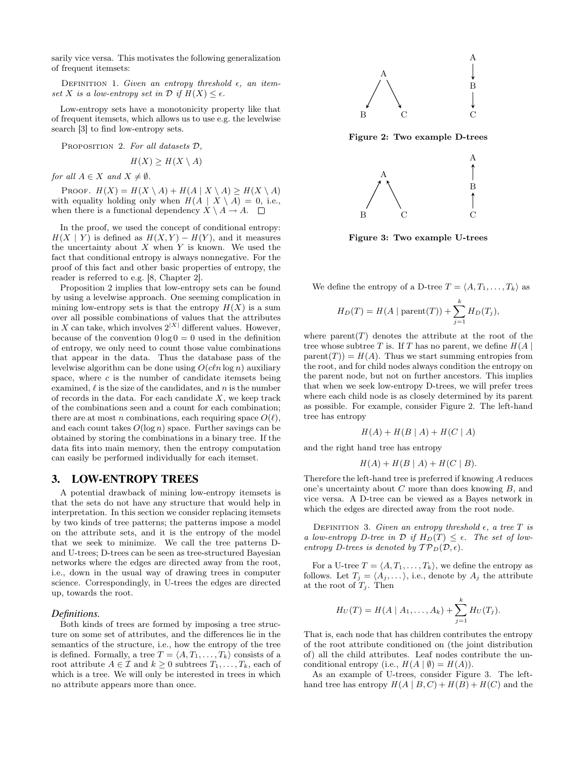sarily vice versa. This motivates the following generalization of frequent itemsets:

Definition 1. *Given an entropy threshold $\epsilon$, an itemset $X$ is a low-entropy set in $\mathcal{D}$ if $H(X) \leq \epsilon$.*

Low-entropy sets have a monotonicity property like that of frequent itemsets, which allows us to use e.g. the levelwise search [3] to find low-entropy sets.

Proposition 2. *For all datasets $\mathcal{D}$,*

$$H(X) \geq H(X \setminus A)$$

*for all $A \in X$ and $X \neq \emptyset$.*

Proof. $H(X) = H(X \setminus A) + H(A \mid X \setminus A) \geq H(X \setminus A)$ with equality holding only when $H(A \mid X \setminus A) = 0$, i.e., when there is a functional dependency $X \setminus A \rightarrow A$. □

In the proof, we used the concept of conditional entropy: $H(X \mid Y)$ is defined as $H(X, Y) - H(Y)$, and it measures the uncertainty about $X$ when $Y$ is known. We used the fact that conditional entropy is always nonnegative. For the proof of this fact and other basic properties of entropy, the reader is referred to e.g. [8, Chapter 2].

Proposition 2 implies that low-entropy sets can be found by using a levelwise approach. One seeming complication in mining low-entropy sets is that the entropy $H(X)$ is a sum over all possible combinations of values that the attributes in $X$ can take, which involves $2^{|X|}$ different values. However, because of the convention $0 \log 0 = 0$ used in the definition of entropy, we only need to count those value combinations that appear in the data. Thus the database pass of the levelwise algorithm can be done using $O(c\ell n \log n)$ auxiliary space, where $c$ is the number of candidate itemsets being examined, $\ell$ is the size of the candidates, and $n$ is the number of records in the data. For each candidate $X$, we keep track of the combinations seen and a count for each combination; there are at most $n$ combinations, each requiring space $O(\ell)$, and each count takes $O(\log n)$ space. Further savings can be obtained by storing the combinations in a binary tree. If the data fits into main memory, then the entropy computation can easily be performed individually for each itemset.

## 3. LOW-ENTROPY TREES

A potential drawback of mining low-entropy itemsets is that the sets do not have any structure that would help in interpretation. In this section we consider replacing itemsets by two kinds of tree patterns; the patterns impose a model on the attribute sets, and it is the entropy of the model that we seek to minimize. We call the tree patterns D- and U-trees; D-trees can be seen as tree-structured Bayesian networks where the edges are directed away from the root, i.e., down in the usual way of drawing trees in computer science. Correspondingly, in U-trees the edges are directed up, towards the root.

### *Definitions.*

Both kinds of trees are formed by imposing a tree structure on some set of attributes, and the differences lie in the semantics of the structure, i.e., how the entropy of the tree is defined. Formally, a tree $T = \langle A, T_1, \ldots, T_k \rangle$ consists of a root attribute $A \in \mathcal{I}$ and $k \geq 0$ subtrees $T_1, \ldots, T_k$, each of which is a tree. We will only be interested in trees in which no attribute appears more than once.

**Figure 2: Two example D-trees**

**Figure 3: Two example U-trees**

We define the entropy of a D-tree $T = \langle A, T_1, \ldots, T_k \rangle$ as

$$H_D(T) = H(A \mid \text{parent}(T)) + \sum_{j=1}^{k} H_D(T_j),$$

where parent$(T)$ denotes the attribute at the root of the tree whose subtree $T$ is. If $T$ has no parent, we define $H(A \mid \text{parent}(T)) = H(A)$. Thus we start summing entropies from the root, and for child nodes always condition the entropy on the parent node, but not on further ancestors. This implies that when we seek low-entropy D-trees, we will prefer trees where each child node is as closely determined by its parent as possible. For example, consider Figure 2. The left-hand tree has entropy

$$H(A) + H(B \mid A) + H(C \mid A)$$

and the right hand tree has entropy

$$H(A) + H(B \mid A) + H(C \mid B).$$

Therefore the left-hand tree is preferred if knowing $A$ reduces one's uncertainty about $C$ more than does knowing $B$, and vice versa. A D-tree can be viewed as a Bayes network in which the edges are directed away from the root node.

Definition 3. *Given an entropy threshold $\epsilon$, a tree $T$ is a low-entropy D-tree in $\mathcal{D}$ if $H_D(T) \leq \epsilon$. The set of low-entropy D-trees is denoted by $\mathcal{TP}_D(\mathcal{D}, \epsilon)$.*

For a U-tree $T = \langle A, T_1, \ldots, T_k \rangle$, we define the entropy as follows. Let $T_j = \langle A_j, \ldots \rangle$, i.e., denote by $A_j$ the attribute at the root of $T_j$. Then

$$H_U(T) = H(A \mid A_1, \ldots, A_k) + \sum_{j=1}^{k} H_U(T_j).$$

That is, each node that has children contributes the entropy of the root attribute conditioned on (the joint distribution of) all the child attributes. Leaf nodes contribute the unconditional entropy (i.e., $H(A \mid \emptyset) = H(A)$).

As an example of U-trees, consider Figure 3. The left-hand tree has entropy $H(A \mid B, C) + H(B) + H(C)$ and the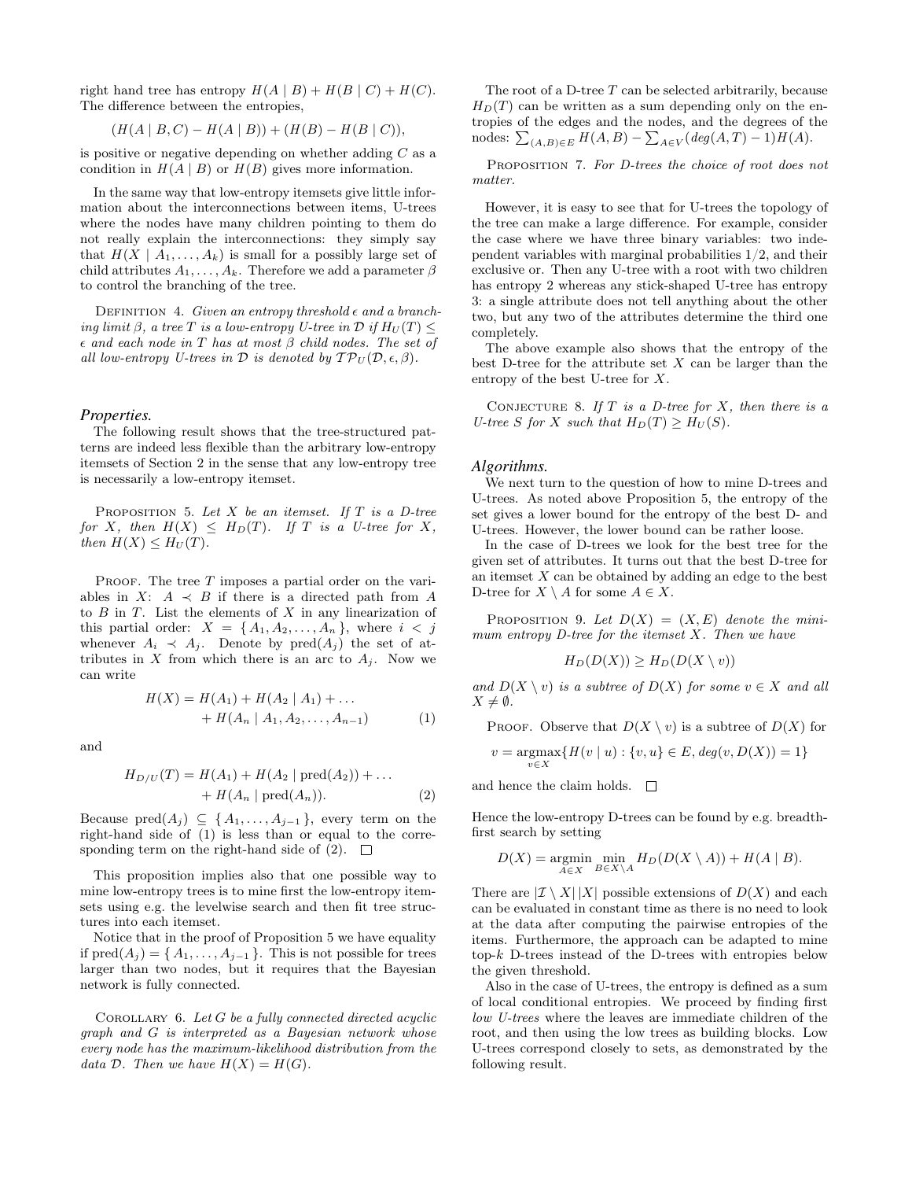right hand tree has entropy $H(A \mid B) + H(B \mid C) + H(C)$. The difference between the entropies,

$$(H(A \mid B, C) - H(A \mid B)) + (H(B) - H(B \mid C)),$$

is positive or negative depending on whether adding $C$ as a condition in $H(A \mid B)$ or $H(B)$ gives more information.

In the same way that low-entropy itemsets give little information about the interconnections between items, U-trees where the nodes have many children pointing to them do not really explain the interconnections: they simply say that $H(X \mid A_1, \ldots, A_k)$ is small for a possibly large set of child attributes $A_1, \ldots, A_k$. Therefore we add a parameter $\beta$ to control the branching of the tree.

Definition 4. *Given an entropy threshold $\epsilon$ and a branching limit $\beta$, a tree $T$ is a low-entropy U-tree in $\mathcal{D}$ if $H_U(T) \leq \epsilon$ and each node in $T$ has at most $\beta$ child nodes. The set of all low-entropy U-trees in $\mathcal{D}$ is denoted by $\mathcal{TP}_U(\mathcal{D}, \epsilon, \beta)$.*

### Properties.

The following result shows that the tree-structured patterns are indeed less flexible than the arbitrary low-entropy itemsets of Section 2 in the sense that any low-entropy tree is necessarily a low-entropy itemset.

Proposition 5. *Let $X$ be an itemset. If $T$ is a D-tree for $X$, then $H(X) \leq H_D(T)$. If $T$ is a U-tree for $X$, then $H(X) \leq H_U(T)$.*

Proof. The tree $T$ imposes a partial order on the variables in $X$: $A \prec B$ if there is a directed path from $A$ to $B$ in $T$. List the elements of $X$ in any linearization of this partial order: $X = \{ A_1, A_2, \ldots, A_n \}$, where $i < j$ whenever $A_i \prec A_j$. Denote by $\mathrm{pred}(A_j)$ the set of attributes in $X$ from which there is an arc to $A_j$. Now we can write

$$\begin{aligned} H(X) = H(A_1) &+ H(A_2 \mid A_1) + \ldots \\ &+ H(A_n \mid A_1, A_2, \ldots, A_{n-1}) \end{aligned} \quad (1)$$

and

$$\begin{aligned} H_{D/U}(T) = H(A_1) &+ H(A_2 \mid \mathrm{pred}(A_2)) + \ldots \\ &+ H(A_n \mid \mathrm{pred}(A_n)). \end{aligned} \quad (2)$$

Because $\mathrm{pred}(A_j) \subseteq \{ A_1, \ldots, A_{j-1} \}$, every term on the right-hand side of (1) is less than or equal to the corresponding term on the right-hand side of (2). □

This proposition implies also that one possible way to mine low-entropy trees is to mine first the low-entropy itemsets using e.g. the levelwise search and then fit tree structures into each itemset.

Notice that in the proof of Proposition 5 we have equality if $\mathrm{pred}(A_j) = \{ A_1, \ldots, A_{j-1} \}$. This is not possible for trees larger than two nodes, but it requires that the Bayesian network is fully connected.

Corollary 6. *Let $G$ be a fully connected directed acyclic graph and $G$ is interpreted as a Bayesian network whose every node has the maximum-likelihood distribution from the data $\mathcal{D}$. Then we have $H(X) = H(G)$.*

The root of a D-tree $T$ can be selected arbitrarily, because $H_D(T)$ can be written as a sum depending only on the entropies of the edges and the nodes, and the degrees of the nodes: $\sum_{(A,B) \in E} H(A, B) - \sum_{A \in V} (deg(A, T) - 1) H(A)$.

Proposition 7. *For D-trees the choice of root does not matter.*

However, it is easy to see that for U-trees the topology of the tree can make a large difference. For example, consider the case where we have three binary variables: two independent variables with marginal probabilities $1/2$, and their exclusive or. Then any U-tree with a root with two children has entropy 2 whereas any stick-shaped U-tree has entropy 3: a single attribute does not tell anything about the other two, but any two of the attributes determine the third one completely.

The above example also shows that the entropy of the best D-tree for the attribute set $X$ can be larger than the entropy of the best U-tree for $X$.

Conjecture 8. *If $T$ is a D-tree for $X$, then there is a U-tree $S$ for $X$ such that $H_D(T) \geq H_U(S)$.*

### Algorithms.

We next turn to the question of how to mine D-trees and U-trees. As noted above Proposition 5, the entropy of the set gives a lower bound for the entropy of the best D- and U-trees. However, the lower bound can be rather loose.

In the case of D-trees we look for the best tree for the given set of attributes. It turns out that the best D-tree for an itemset $X$ can be obtained by adding an edge to the best D-tree for $X \setminus A$ for some $A \in X$.

Proposition 9. *Let $D(X) = (X, E)$ denote the minimum entropy D-tree for the itemset $X$. Then we have*

$$H_D(D(X)) \geq H_D(D(X \setminus v))$$

*and $D(X \setminus v)$ is a subtree of $D(X)$ for some $v \in X$ and all $X \neq \emptyset$.*

Proof. Observe that $D(X \setminus v)$ is a subtree of $D(X)$ for

$$v = \operatorname*{argmax}_{v \in X} \{ H(v \mid u) : \{v, u\} \in E, deg(v, D(X)) = 1 \}$$

and hence the claim holds. □

Hence the low-entropy D-trees can be found by e.g. breadth-first search by setting

$$D(X) = \operatorname*{argmin}_{A \in X} \min_{B \in X \setminus A} H_D(D(X \setminus A)) + H(A \mid B).$$

There are $|\mathcal{I} \setminus X| \, |X|$ possible extensions of $D(X)$ and each can be evaluated in constant time as there is no need to look at the data after computing the pairwise entropies of the items. Furthermore, the approach can be adapted to mine top-$k$ D-trees instead of the D-trees with entropies below the given threshold.

Also in the case of U-trees, the entropy is defined as a sum of local conditional entropies. We proceed by finding first *low U-trees* where the leaves are immediate children of the root, and then using the low trees as building blocks. Low U-trees correspond closely to sets, as demonstrated by the following result.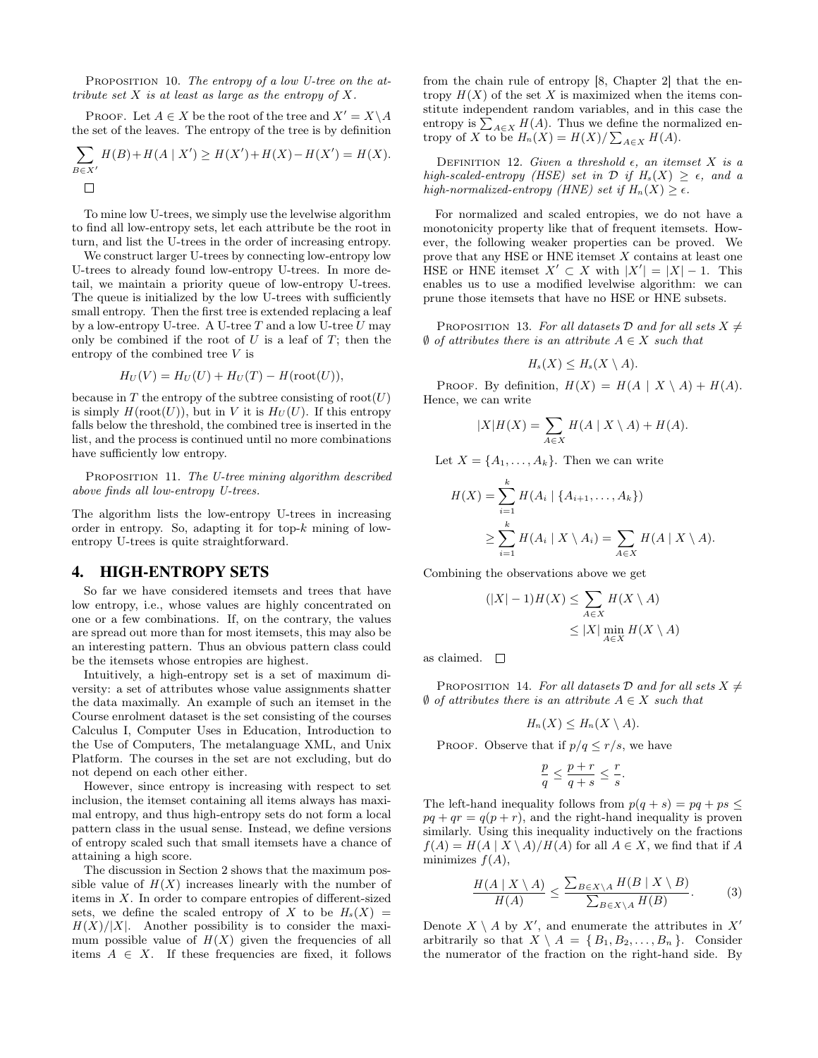Proposition 10. *The entropy of a low U-tree on the attribute set $X$ is at least as large as the entropy of $X$.*

Proof. Let $A \in X$ be the root of the tree and $X' = X \setminus A$ the set of the leaves. The entropy of the tree is by definition

$$\sum_{B \in X'} H(B) + H(A \mid X') \geq H(X') + H(X) - H(X') = H(X).$$

□

To mine low U-trees, we simply use the levelwise algorithm to find all low-entropy sets, let each attribute be the root in turn, and list the U-trees in the order of increasing entropy.

We construct larger U-trees by connecting low-entropy low U-trees to already found low-entropy U-trees. In more detail, we maintain a priority queue of low-entropy U-trees. The queue is initialized by the low U-trees with sufficiently small entropy. Then the first tree is extended replacing a leaf by a low-entropy U-tree. A U-tree $T$ and a low U-tree $U$ may only be combined if the root of $U$ is a leaf of $T$; then the entropy of the combined tree $V$ is

$$H_U(V) = H_U(U) + H_U(T) - H(\mathrm{root}(U)),$$

because in $T$ the entropy of the subtree consisting of $\mathrm{root}(U)$ is simply $H(\mathrm{root}(U))$, but in $V$ it is $H_U(U)$. If this entropy falls below the threshold, the combined tree is inserted in the list, and the process is continued until no more combinations have sufficiently low entropy.

Proposition 11. *The U-tree mining algorithm described above finds all low-entropy U-trees.*

The algorithm lists the low-entropy U-trees in increasing order in entropy. So, adapting it for top-$k$ mining of low-entropy U-trees is quite straightforward.

## 4. HIGH-ENTROPY SETS

So far we have considered itemsets and trees that have low entropy, i.e., whose values are highly concentrated on one or a few combinations. If, on the contrary, the values are spread out more than for most itemsets, this may also be an interesting pattern. Thus an obvious pattern class could be the itemsets whose entropies are highest.

Intuitively, a high-entropy set is a set of maximum diversity: a set of attributes whose value assignments shatter the data maximally. An example of such an itemset in the Course enrolment dataset is the set consisting of the courses Calculus I, Computer Uses in Education, Introduction to the Use of Computers, The metalanguage XML, and Unix Platform. The courses in the set are not excluding, but do not depend on each other either.

However, since entropy is increasing with respect to set inclusion, the itemset containing all items always has maximal entropy, and thus high-entropy sets do not form a local pattern class in the usual sense. Instead, we define versions of entropy scaled such that small itemsets have a chance of attaining a high score.

The discussion in Section 2 shows that the maximum possible value of $H(X)$ increases linearly with the number of items in $X$. In order to compare entropies of different-sized sets, we define the scaled entropy of $X$ to be $H_s(X) = H(X)/|X|$. Another possibility is to consider the maximum possible value of $H(X)$ given the frequencies of all items $A \in X$. If these frequencies are fixed, it follows from the chain rule of entropy [8, Chapter 2] that the entropy $H(X)$ of the set $X$ is maximized when the items constitute independent random variables, and in this case the entropy is $\sum_{A \in X} H(A)$. Thus we define the normalized entropy of $X$ to be $H_n(X) = H(X)/\sum_{A \in X} H(A)$.

Definition 12. *Given a threshold $\epsilon$, an itemset $X$ is a high-scaled-entropy (HSE) set in $\mathcal{D}$ if $H_s(X) \geq \epsilon$, and a high-normalized-entropy (HNE) set if $H_n(X) \geq \epsilon$.*

For normalized and scaled entropies, we do not have a monotonicity property like that of frequent itemsets. However, the following weaker properties can be proved. We prove that any HSE or HNE itemset $X$ contains at least one HSE or HNE itemset $X' \subset X$ with $|X'| = |X| - 1$. This enables us to use a modified levelwise algorithm: we can prune those itemsets that have no HSE or HNE subsets.

Proposition 13. *For all datasets $\mathcal{D}$ and for all sets $X \neq \emptyset$ of attributes there is an attribute $A \in X$ such that*

$$H_s(X) \leq H_s(X \setminus A).$$

Proof. By definition, $H(X) = H(A \mid X \setminus A) + H(A)$. Hence, we can write

$$|X|H(X) = \sum_{A \in X} H(A \mid X \setminus A) + H(A).$$

Let $X = \{A_1, \ldots, A_k\}$. Then we can write

$$\begin{aligned} H(X) &= \sum_{i=1}^{k} H(A_i \mid \{A_{i+1}, \ldots, A_k\}) \\ &\geq \sum_{i=1}^{k} H(A_i \mid X \setminus A_i) = \sum_{A \in X} H(A \mid X \setminus A). \end{aligned}$$

Combining the observations above we get

$$\begin{aligned} (|X| - 1)H(X) &\leq \sum_{A \in X} H(X \setminus A) \\ &\leq |X| \min_{A \in X} H(X \setminus A) \end{aligned}$$

as claimed. □

Proposition 14. *For all datasets $\mathcal{D}$ and for all sets $X \neq \emptyset$ of attributes there is an attribute $A \in X$ such that*

$$H_n(X) \leq H_n(X \setminus A).$$

Proof. Observe that if $p/q \leq r/s$, we have

$$\frac{p}{q} \leq \frac{p+r}{q+s} \leq \frac{r}{s}.$$

The left-hand inequality follows from $p(q+s) = pq + ps \leq pq + qr = q(p+r)$, and the right-hand inequality is proven similarly. Using this inequality inductively on the fractions $f(A) = H(A \mid X \setminus A)/H(A)$ for all $A \in X$, we find that if $A$ minimizes $f(A)$,

$$\frac{H(A \mid X \setminus A)}{H(A)} \leq \frac{\sum_{B \in X \setminus A} H(B \mid X \setminus B)}{\sum_{B \in X \setminus A} H(B)}. \tag{3}$$

Denote $X \setminus A$ by $X'$, and enumerate the attributes in $X'$ arbitrarily so that $X \setminus A = \{B_1, B_2, \ldots, B_n\}$. Consider the numerator of the fraction on the right-hand side. By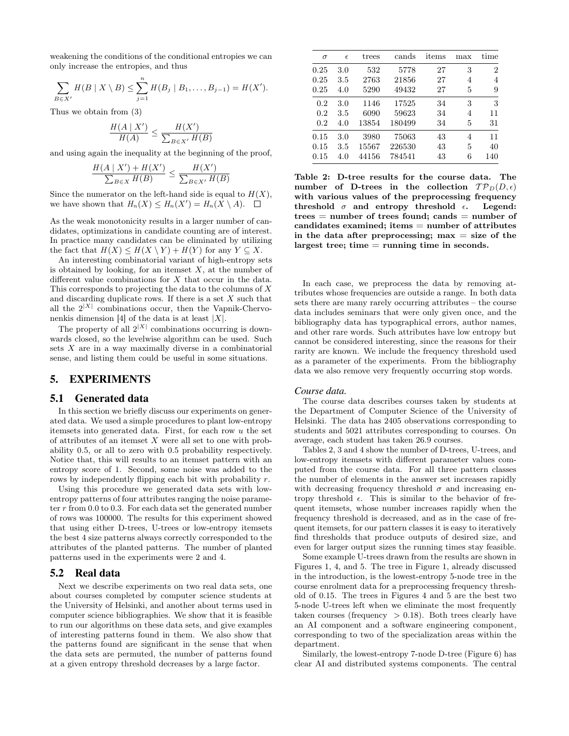weakening the conditions of the conditional entropies we can only increase the entropies, and thus

$$\sum_{B \in X'} H(B \mid X \setminus B) \leq \sum_{j=1}^{n} H(B_j \mid B_1, \ldots, B_{j-1}) = H(X').$$

Thus we obtain from (3)

$$\frac{H(A \mid X')}{H(A)} \leq \frac{H(X')}{\sum_{B \in X'} H(B)}$$

and using again the inequality at the beginning of the proof,

$$\frac{H(A \mid X') + H(X')}{\sum_{B \in X} H(B)} \leq \frac{H(X')}{\sum_{B \in X'} H(B)}$$

Since the numerator on the left-hand side is equal to $H(X)$, we have shown that $H_n(X) \leq H_n(X') = H_n(X \setminus A)$. □

As the weak monotonicity results in a larger number of candidates, optimizations in candidate counting are of interest. In practice many candidates can be eliminated by utilizing the fact that $H(X) \leq H(X \setminus Y) + H(Y)$ for any $Y \subseteq X$.

An interesting combinatorial variant of high-entropy sets is obtained by looking, for an itemset $X$, at the number of different value combinations for $X$ that occur in the data. This corresponds to projecting the data to the columns of $X$ and discarding duplicate rows. If there is a set $X$ such that all the $2^{|X|}$ combinations occur, then the Vapnik-Chervonenkis dimension [4] of the data is at least $|X|$.

The property of all $2^{|X|}$ combinations occurring is downwards closed, so the levelwise algorithm can be used. Such sets $X$ are in a way maximally diverse in a combinatorial sense, and listing them could be useful in some situations.

## 5. EXPERIMENTS

### 5.1 Generated data

In this section we briefly discuss our experiments on generated data. We used a simple procedures to plant low-entropy itemsets into generated data. First, for each row $u$ the set of attributes of an itemset $X$ were all set to one with probability 0.5, or all to zero with 0.5 probability respectively. Notice that, this will results to an itemset pattern with an entropy score of 1. Second, some noise was added to the rows by independently flipping each bit with probability $r$.

Using this procedure we generated data sets with low-entropy patterns of four attributes ranging the noise parameter $r$ from 0.0 to 0.3. For each data set the generated number of rows was 100000. The results for this experiment showed that using either D-trees, U-trees or low-entropy itemsets the best 4 size patterns always correctly corresponded to the attributes of the planted patterns. The number of planted patterns used in the experiments were 2 and 4.

### 5.2 Real data

Next we describe experiments on two real data sets, one about courses completed by computer science students at the University of Helsinki, and another about terms used in computer science bibliographies. We show that it is feasible to run our algorithms on these data sets, and give examples of interesting patterns found in them. We also show that the patterns found are significant in the sense that when the data sets are permuted, the number of patterns found at a given entropy threshold decreases by a large factor.

| $\sigma$ | $\epsilon$ | trees | cands | items | max | time |
|---|---|---|---|---|---|---|
| 0.25 | 3.0 | 532 | 5778 | 27 | 3 | 2 |
| 0.25 | 3.5 | 2763 | 21856 | 27 | 4 | 4 |
| 0.25 | 4.0 | 5290 | 49432 | 27 | 5 | 9 |
| 0.2 | 3.0 | 1146 | 17525 | 34 | 3 | 3 |
| 0.2 | 3.5 | 6090 | 59623 | 34 | 4 | 11 |
| 0.2 | 4.0 | 13854 | 180499 | 34 | 5 | 31 |
| 0.15 | 3.0 | 3980 | 75063 | 43 | 4 | 11 |
| 0.15 | 3.5 | 15567 | 226530 | 43 | 5 | 40 |
| 0.15 | 4.0 | 44156 | 784541 | 43 | 6 | 140 |

**Table 2: D-tree results for the course data. The number of D-trees in the collection $\mathcal{TP}_D(D, \epsilon)$ with various values of the preprocessing frequency threshold $\sigma$ and entropy threshold $\epsilon$. Legend: trees = number of trees found; cands = number of candidates examined; items = number of attributes in the data after preprocessing; max = size of the largest tree; time = running time in seconds.**

In each case, we preprocess the data by removing attributes whose frequencies are outside a range. In both data sets there are many rarely occurring attributes – the course data includes seminars that were only given once, and the bibliography data has typographical errors, author names, and other rare words. Such attributes have low entropy but cannot be considered interesting, since the reasons for their rarity are known. We include the frequency threshold used as a parameter of the experiments. From the bibliography data we also remove very frequently occurring stop words.

*Course data.*

The course data describes courses taken by students at the Department of Computer Science of the University of Helsinki. The data has 2405 observations corresponding to students and 5021 attributes corresponding to courses. On average, each student has taken 26.9 courses.

Tables 2, 3 and 4 show the number of D-trees, U-trees, and low-entropy itemsets with different parameter values computed from the course data. For all three pattern classes the number of elements in the answer set increases rapidly with decreasing frequency threshold $\sigma$ and increasing entropy threshold $\epsilon$. This is similar to the behavior of frequent itemsets, whose number increases rapidly when the frequency threshold is decreased, and as in the case of frequent itemsets, for our pattern classes it is easy to iteratively find thresholds that produce outputs of desired size, and even for larger output sizes the running times stay feasible.

Some example U-trees drawn from the results are shown in Figures 1, 4, and 5. The tree in Figure 1, already discussed in the introduction, is the lowest-entropy 5-node tree in the course enrolment data for a preprocessing frequency threshold of 0.15. The trees in Figures 4 and 5 are the best two 5-node U-trees left when we eliminate the most frequently taken courses (frequency $> 0.18$). Both trees clearly have an AI component and a software engineering component, corresponding to two of the specialization areas within the department.

Similarly, the lowest-entropy 7-node D-tree (Figure 6) has clear AI and distributed systems components. The central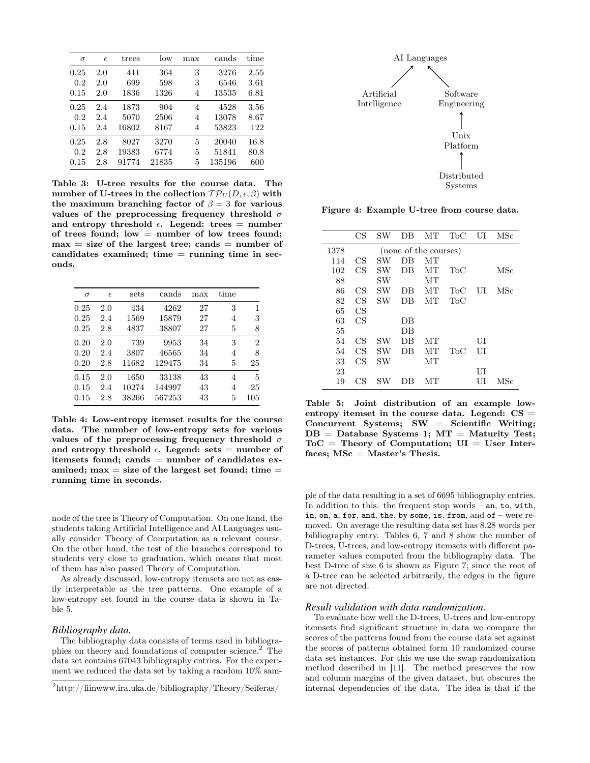| $\sigma$ | $\epsilon$ | trees | low | max | cands | time |
|---|---|---|---|---|---|---|
| 0.25 | 2.0 | 411 | 364 | 3 | 3276 | 2.55 |
| 0.2 | 2.0 | 699 | 598 | 3 | 6546 | 3.61 |
| 0.15 | 2.0 | 1836 | 1326 | 4 | 13535 | 6.81 |
| 0.25 | 2.4 | 1873 | 904 | 4 | 4528 | 3.56 |
| 0.2 | 2.4 | 5070 | 2506 | 4 | 13078 | 8.67 |
| 0.15 | 2.4 | 16802 | 8167 | 4 | 53823 | 122 |
| 0.25 | 2.8 | 8027 | 3270 | 5 | 20040 | 16.8 |
| 0.2 | 2.8 | 19383 | 6774 | 5 | 51841 | 80.8 |
| 0.15 | 2.8 | 91774 | 21835 | 5 | 135196 | 600 |

**Table 3: U-tree results for the course data. The number of U-trees in the collection $\mathcal{TP}_U(D, \epsilon, \beta)$ with the maximum branching factor of $\beta = 3$ for various values of the preprocessing frequency threshold $\sigma$ and entropy threshold $\epsilon$. Legend: trees = number of trees found; low = number of low trees found; max = size of the largest tree; cands = number of candidates examined; time = running time in seconds.**

| $\sigma$ | $\epsilon$ | sets | cands | max | time | |
|---|---|---|---|---|---|---|
| 0.25 | 2.0 | 434 | 4262 | 27 | 3 | 1 |
| 0.25 | 2.4 | 1569 | 15879 | 27 | 4 | 3 |
| 0.25 | 2.8 | 4837 | 38807 | 27 | 5 | 8 |
| 0.20 | 2.0 | 739 | 9953 | 34 | 3 | 2 |
| 0.20 | 2.4 | 3807 | 46565 | 34 | 4 | 8 |
| 0.20 | 2.8 | 11682 | 129475 | 34 | 5 | 25 |
| 0.15 | 2.0 | 1650 | 33138 | 43 | 4 | 5 |
| 0.15 | 2.4 | 10274 | 144997 | 43 | 4 | 25 |
| 0.15 | 2.8 | 38266 | 567253 | 43 | 5 | 105 |

**Table 4: Low-entropy itemset results for the course data. The number of low-entropy sets for various values of the preprocessing frequency threshold $\sigma$ and entropy threshold $\epsilon$. Legend: sets = number of itemsets found; cands = number of candidates examined; max = size of the largest set found; time = running time in seconds.**

node of the tree is Theory of Computation. On one hand, the students taking Artificial Intelligence and AI Languages usually consider Theory of Computation as a relevant course. On the other hand, the test of the branches correspond to students very close to graduation, which means that most of them has also passed Theory of Computation.

As already discussed, low-entropy itemsets are not as easily interpretable as the tree patterns. One example of a low-entropy set found in the course data is shown in Table 5.

### *Bibliography data.*

The bibliography data consists of terms used in bibliographies on theory and foundations of computer science.[2] The data set contains 67043 bibliography entries. For the experiment we reduced the data set by taking a random 10% sample of the data resulting in a set of 6695 bibliography entries. In addition to this. the frequent stop words – `an`, `to`, `with`, `in`, `on`, `a`, `for`, `and`, `the`, `by some`, `is`, `from`, and `of` – were removed. On average the resulting data set has 8.28 words per bibliography entry. Tables 6, 7 and 8 show the number of D-trees, U-trees, and low-entropy itemsets with different parameter values computed from the bibliography data. The best D-tree of size 6 is shown as Figure 7; since the root of a D-tree can be selected arbitrarily, the edges in the figure are not directed.

[2] http://liinwww.ira.uka.de/bibliography/Theory/Seiferas/

AI Languages ← Artificial Intelligence; AI Languages ← Software Engineering ← Unix Platform ← Distributed Systems

**Figure 4: Example U-tree from course data.**

| | CS | SW | DB | MT | ToC | UI | MSc |
|---|---|---|---|---|---|---|---|
| 1378 | (none of the courses) | | | | | | |
| 114 | CS | SW | DB | MT | | | |
| 102 | CS | SW | DB | MT | ToC | | MSc |
| 88 | | SW | | MT | | | |
| 86 | CS | SW | DB | MT | ToC | UI | MSc |
| 82 | CS | SW | DB | MT | ToC | | |
| 65 | CS | | | | | | |
| 63 | CS | | DB | | | | |
| 55 | | | DB | | | | |
| 54 | CS | SW | DB | MT | | UI | |
| 54 | CS | SW | DB | MT | ToC | UI | |
| 33 | CS | SW | | MT | | | |
| 23 | | | | | | UI | |
| 19 | CS | SW | DB | MT | | UI | MSc |

**Table 5: Joint distribution of an example low-entropy itemset in the course data. Legend: CS = Concurrent Systems; SW = Scientific Writing; DB = Database Systems 1; MT = Maturity Test; ToC = Theory of Computation; UI = User Interfaces; MSc = Master's Thesis.**

### *Result validation with data randomization.*

To evaluate how well the D-trees, U-trees and low-entropy itemsets find significant structure in data we compare the scores of the patterns found from the course data set against the scores of patterns obtained form 10 randomized course data set instances. For this we use the swap randomization method described in [11]. The method preserves the row and column margins of the given dataset, but obscures the internal dependencies of the data. The idea is that if the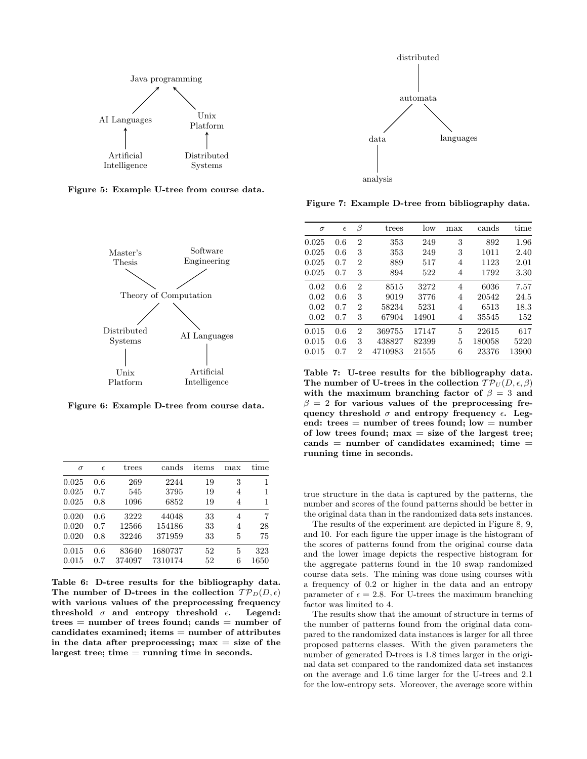Java programming

AI Languages

Unix Platform

Artificial Intelligence

Distributed Systems

**Figure 5: Example U-tree from course data.**

Master's Thesis

Software Engineering

Theory of Computation

Distributed Systems

AI Languages

Unix Platform

Artificial Intelligence

**Figure 6: Example D-tree from course data.**

| $\sigma$ | $\epsilon$ | trees | cands | items | max | time |
|---|---|---|---|---|---|---|
| 0.025 | 0.6 | 269 | 2244 | 19 | 3 | 1 |
| 0.025 | 0.7 | 545 | 3795 | 19 | 4 | 1 |
| 0.025 | 0.8 | 1096 | 6852 | 19 | 4 | 1 |
| 0.020 | 0.6 | 3222 | 44048 | 33 | 4 | 7 |
| 0.020 | 0.7 | 12566 | 154186 | 33 | 4 | 28 |
| 0.020 | 0.8 | 32246 | 371959 | 33 | 5 | 75 |
| 0.015 | 0.6 | 83640 | 1680737 | 52 | 5 | 323 |
| 0.015 | 0.7 | 374097 | 7310174 | 52 | 6 | 1650 |

**Table 6: D-tree results for the bibliography data. The number of D-trees in the collection $\mathcal{TP}_D(D,\epsilon)$ with various values of the preprocessing frequency threshold $\sigma$ and entropy threshold $\epsilon$. Legend: trees = number of trees found; cands = number of candidates examined; items = number of attributes in the data after preprocessing; max = size of the largest tree; time = running time in seconds.**

distributed

automata

data

languages

analysis

**Figure 7: Example D-tree from bibliography data.**

| $\sigma$ | $\epsilon$ | $\beta$ | trees | low | max | cands | time |
|---|---|---|---|---|---|---|---|
| 0.025 | 0.6 | 2 | 353 | 249 | 3 | 892 | 1.96 |
| 0.025 | 0.6 | 3 | 353 | 249 | 3 | 1011 | 2.40 |
| 0.025 | 0.7 | 2 | 889 | 517 | 4 | 1123 | 2.01 |
| 0.025 | 0.7 | 3 | 894 | 522 | 4 | 1792 | 3.30 |
| 0.02 | 0.6 | 2 | 8515 | 3272 | 4 | 6036 | 7.57 |
| 0.02 | 0.6 | 3 | 9019 | 3776 | 4 | 20542 | 24.5 |
| 0.02 | 0.7 | 2 | 58234 | 5231 | 4 | 6513 | 18.3 |
| 0.02 | 0.7 | 3 | 67904 | 14901 | 4 | 35545 | 152 |
| 0.015 | 0.6 | 2 | 369755 | 17147 | 5 | 22615 | 617 |
| 0.015 | 0.6 | 3 | 438827 | 82399 | 5 | 180058 | 5220 |
| 0.015 | 0.7 | 2 | 4710983 | 21555 | 6 | 23376 | 13900 |

**Table 7: U-tree results for the bibliography data. The number of U-trees in the collection $\mathcal{TP}_U(D,\epsilon,\beta)$ with the maximum branching factor of $\beta = 3$ and $\beta = 2$ for various values of the preprocessing frequency threshold $\sigma$ and entropy frequency $\epsilon$. Legend: trees = number of trees found; low = number of low trees found; max = size of the largest tree; cands = number of candidates examined; time = running time in seconds.**

true structure in the data is captured by the patterns, the number and scores of the found patterns should be better in the original data than in the randomized data sets instances.

The results of the experiment are depicted in Figure 8, 9, and 10. For each figure the upper image is the histogram of the scores of patterns found from the original course data and the lower image depicts the respective histogram for the aggregate patterns found in the 10 swap randomized course data sets. The mining was done using courses with a frequency of 0.2 or higher in the data and an entropy parameter of $\epsilon = 2.8$. For U-trees the maximum branching factor was limited to 4.

The results show that the amount of structure in terms of the number of patterns found from the original data compared to the randomized data instances is larger for all three proposed patterns classes. With the given parameters the number of generated D-trees is 1.8 times larger in the original data set compared to the randomized data set instances on the average and 1.6 time larger for the U-trees and 2.1 for the low-entropy sets. Moreover, the average score within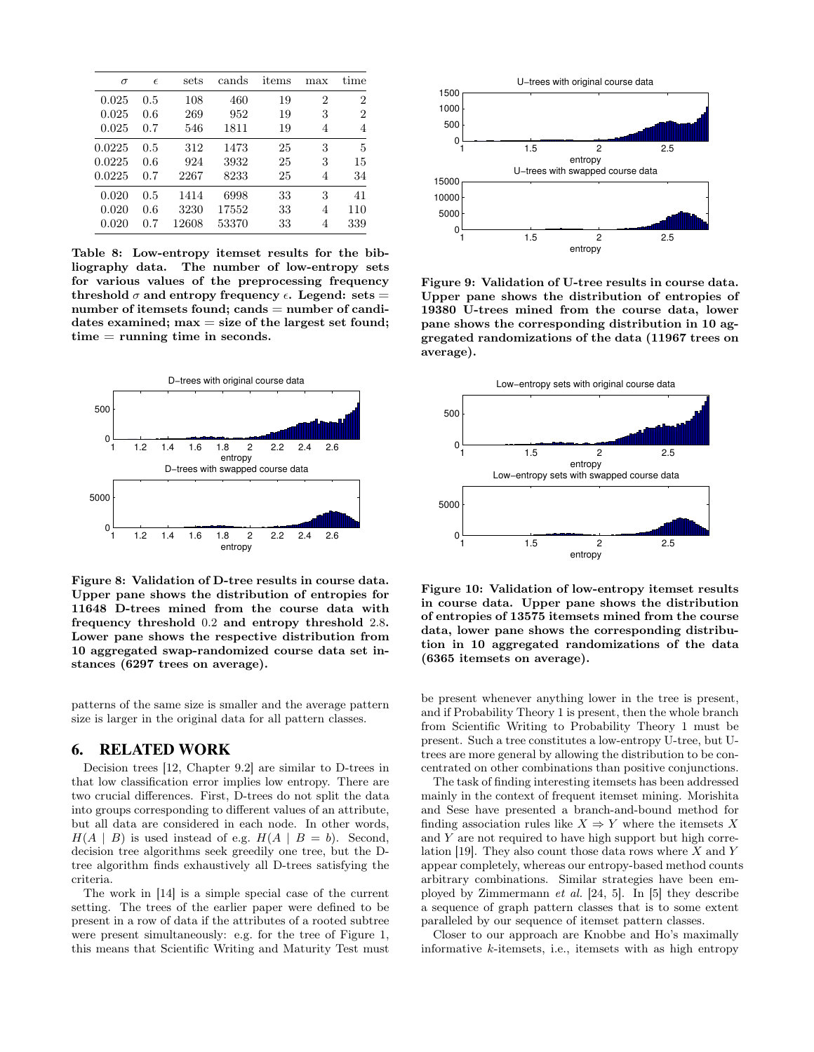| $\sigma$ | $\epsilon$ | sets | cands | items | max | time |
|---|---|---|---|---|---|---|
| 0.025 | 0.5 | 108 | 460 | 19 | 2 | 2 |
| 0.025 | 0.6 | 269 | 952 | 19 | 3 | 2 |
| 0.025 | 0.7 | 546 | 1811 | 19 | 4 | 4 |
| 0.0225 | 0.5 | 312 | 1473 | 25 | 3 | 5 |
| 0.0225 | 0.6 | 924 | 3932 | 25 | 3 | 15 |
| 0.0225 | 0.7 | 2267 | 8233 | 25 | 4 | 34 |
| 0.020 | 0.5 | 1414 | 6998 | 33 | 3 | 41 |
| 0.020 | 0.6 | 3230 | 17552 | 33 | 4 | 110 |
| 0.020 | 0.7 | 12608 | 53370 | 33 | 4 | 339 |

**Table 8: Low-entropy itemset results for the bibliography data. The number of low-entropy sets for various values of the preprocessing frequency threshold $\sigma$ and entropy frequency $\epsilon$. Legend: sets = number of itemsets found; cands = number of candidates examined; max = size of the largest set found; time = running time in seconds.**

**Figure 8: Validation of D-tree results in course data. Upper pane shows the distribution of entropies for 11648 D-trees mined from the course data with frequency threshold 0.2 and entropy threshold 2.8. Lower pane shows the respective distribution from 10 aggregated swap-randomized course data set instances (6297 trees on average).**

**Figure 9: Validation of U-tree results in course data. Upper pane shows the distribution of entropies of 19380 U-trees mined from the course data, lower pane shows the corresponding distribution in 10 aggregated randomizations of the data (11967 trees on average).**

**Figure 10: Validation of low-entropy itemset results in course data. Upper pane shows the distribution of entropies of 13575 itemsets mined from the course data, lower pane shows the corresponding distribution in 10 aggregated randomizations of the data (6365 itemsets on average).**

patterns of the same size is smaller and the average pattern size is larger in the original data for all pattern classes.

## 6. RELATED WORK

Decision trees [12, Chapter 9.2] are similar to D-trees in that low classification error implies low entropy. There are two crucial differences. First, D-trees do not split the data into groups corresponding to different values of an attribute, but all data are considered in each node. In other words, $H(A \mid B)$ is used instead of e.g. $H(A \mid B = b)$. Second, decision tree algorithms seek greedily one tree, but the D-tree algorithm finds exhaustively all D-trees satisfying the criteria.

The work in [14] is a simple special case of the current setting. The trees of the earlier paper were defined to be present in a row of data if the attributes of a rooted subtree were present simultaneously: e.g. for the tree of Figure 1, this means that Scientific Writing and Maturity Test must be present whenever anything lower in the tree is present, and if Probability Theory 1 is present, then the whole branch from Scientific Writing to Probability Theory 1 must be present. Such a tree constitutes a low-entropy U-tree, but U-trees are more general by allowing the distribution to be concentrated on other combinations than positive conjunctions.

The task of finding interesting itemsets has been addressed mainly in the context of frequent itemset mining. Morishita and Sese have presented a branch-and-bound method for finding association rules like $X \Rightarrow Y$ where the itemsets $X$ and $Y$ are not required to have high support but high correlation [19]. They also count those data rows where $X$ and $Y$ appear completely, whereas our entropy-based method counts arbitrary combinations. Similar strategies have been employed by Zimmermann *et al.* [24, 5]. In [5] they describe a sequence of graph pattern classes that is to some extent paralleled by our sequence of itemset pattern classes.

Closer to our approach are Knobbe and Ho's maximally informative $k$-itemsets, i.e., itemsets with as high entropy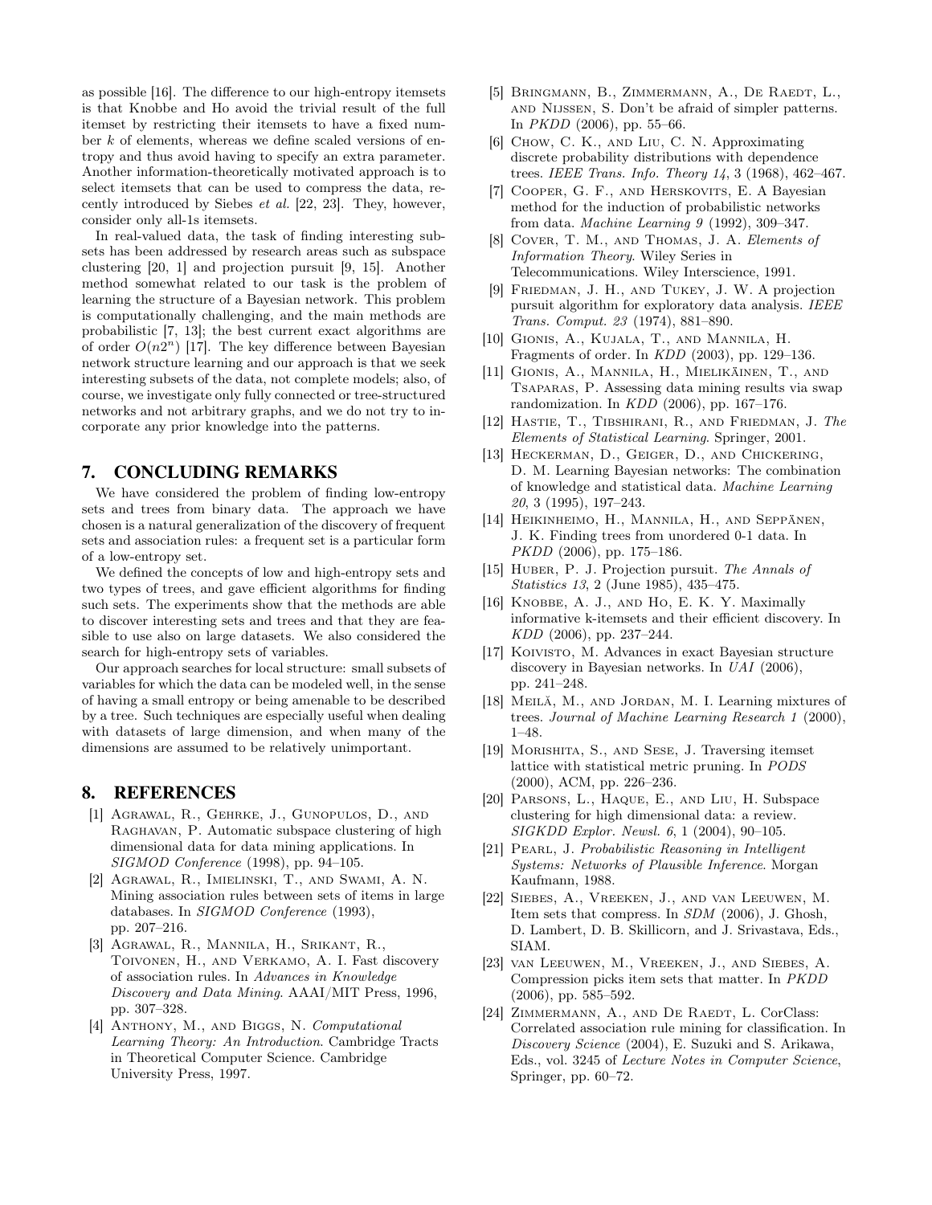as possible [16]. The difference to our high-entropy itemsets is that Knobbe and Ho avoid the trivial result of the full itemset by restricting their itemsets to have a fixed number $k$ of elements, whereas we define scaled versions of entropy and thus avoid having to specify an extra parameter. Another information-theoretically motivated approach is to select itemsets that can be used to compress the data, recently introduced by Siebes *et al.* [22, 23]. They, however, consider only all-1s itemsets.

In real-valued data, the task of finding interesting subsets has been addressed by research areas such as subspace clustering [20, 1] and projection pursuit [9, 15]. Another method somewhat related to our task is the problem of learning the structure of a Bayesian network. This problem is computationally challenging, and the main methods are probabilistic [7, 13]; the best current exact algorithms are of order $O(n2^n)$ [17]. The key difference between Bayesian network structure learning and our approach is that we seek interesting subsets of the data, not complete models; also, of course, we investigate only fully connected or tree-structured networks and not arbitrary graphs, and we do not try to incorporate any prior knowledge into the patterns.

## 7. CONCLUDING REMARKS

We have considered the problem of finding low-entropy sets and trees from binary data. The approach we have chosen is a natural generalization of the discovery of frequent sets and association rules: a frequent set is a particular form of a low-entropy set.

We defined the concepts of low and high-entropy sets and two types of trees, and gave efficient algorithms for finding such sets. The experiments show that the methods are able to discover interesting sets and trees and that they are feasible to use also on large datasets. We also considered the search for high-entropy sets of variables.

Our approach searches for local structure: small subsets of variables for which the data can be modeled well, in the sense of having a small entropy or being amenable to be described by a tree. Such techniques are especially useful when dealing with datasets of large dimension, and when many of the dimensions are assumed to be relatively unimportant.

## 8. REFERENCES

[1] Agrawal, R., Gehrke, J., Gunopulos, D., and Raghavan, P. Automatic subspace clustering of high dimensional data for data mining applications. In *SIGMOD Conference* (1998), pp. 94–105.

[2] Agrawal, R., Imielinski, T., and Swami, A. N. Mining association rules between sets of items in large databases. In *SIGMOD Conference* (1993), pp. 207–216.

[3] Agrawal, R., Mannila, H., Srikant, R., Toivonen, H., and Verkamo, A. I. Fast discovery of association rules. In *Advances in Knowledge Discovery and Data Mining*. AAAI/MIT Press, 1996, pp. 307–328.

[4] Anthony, M., and Biggs, N. *Computational Learning Theory: An Introduction*. Cambridge Tracts in Theoretical Computer Science. Cambridge University Press, 1997.

[5] Bringmann, B., Zimmermann, A., De Raedt, L., and Nijssen, S. Don't be afraid of simpler patterns. In *PKDD* (2006), pp. 55–66.

[6] Chow, C. K., and Liu, C. N. Approximating discrete probability distributions with dependence trees. *IEEE Trans. Info. Theory 14*, 3 (1968), 462–467.

[7] Cooper, G. F., and Herskovits, E. A Bayesian method for the induction of probabilistic networks from data. *Machine Learning 9* (1992), 309–347.

[8] Cover, T. M., and Thomas, J. A. *Elements of Information Theory*. Wiley Series in Telecommunications. Wiley Interscience, 1991.

[9] Friedman, J. H., and Tukey, J. W. A projection pursuit algorithm for exploratory data analysis. *IEEE Trans. Comput. 23* (1974), 881–890.

[10] Gionis, A., Kujala, T., and Mannila, H. Fragments of order. In *KDD* (2003), pp. 129–136.

[11] Gionis, A., Mannila, H., Mielikäinen, T., and Tsaparas, P. Assessing data mining results via swap randomization. In *KDD* (2006), pp. 167–176.

[12] Hastie, T., Tibshirani, R., and Friedman, J. *The Elements of Statistical Learning*. Springer, 2001.

[13] Heckerman, D., Geiger, D., and Chickering, D. M. Learning Bayesian networks: The combination of knowledge and statistical data. *Machine Learning 20*, 3 (1995), 197–243.

[14] Heikinheimo, H., Mannila, H., and Seppänen, J. K. Finding trees from unordered 0-1 data. In *PKDD* (2006), pp. 175–186.

[15] Huber, P. J. Projection pursuit. *The Annals of Statistics 13*, 2 (June 1985), 435–475.

[16] Knobbe, A. J., and Ho, E. K. Y. Maximally informative k-itemsets and their efficient discovery. In *KDD* (2006), pp. 237–244.

[17] Koivisto, M. Advances in exact Bayesian structure discovery in Bayesian networks. In *UAI* (2006), pp. 241–248.

[18] Meilă, M., and Jordan, M. I. Learning mixtures of trees. *Journal of Machine Learning Research 1* (2000), 1–48.

[19] Morishita, S., and Sese, J. Traversing itemset lattice with statistical metric pruning. In *PODS* (2000), ACM, pp. 226–236.

[20] Parsons, L., Haque, E., and Liu, H. Subspace clustering for high dimensional data: a review. *SIGKDD Explor. Newsl. 6*, 1 (2004), 90–105.

[21] Pearl, J. *Probabilistic Reasoning in Intelligent Systems: Networks of Plausible Inference*. Morgan Kaufmann, 1988.

[22] Siebes, A., Vreeken, J., and van Leeuwen, M. Item sets that compress. In *SDM* (2006), J. Ghosh, D. Lambert, D. B. Skillicorn, and J. Srivastava, Eds., SIAM.

[23] van Leeuwen, M., Vreeken, J., and Siebes, A. Compression picks item sets that matter. In *PKDD* (2006), pp. 585–592.

[24] Zimmermann, A., and De Raedt, L. CorClass: Correlated association rule mining for classification. In *Discovery Science* (2004), E. Suzuki and S. Arikawa, Eds., vol. 3245 of *Lecture Notes in Computer Science*, Springer, pp. 60–72.